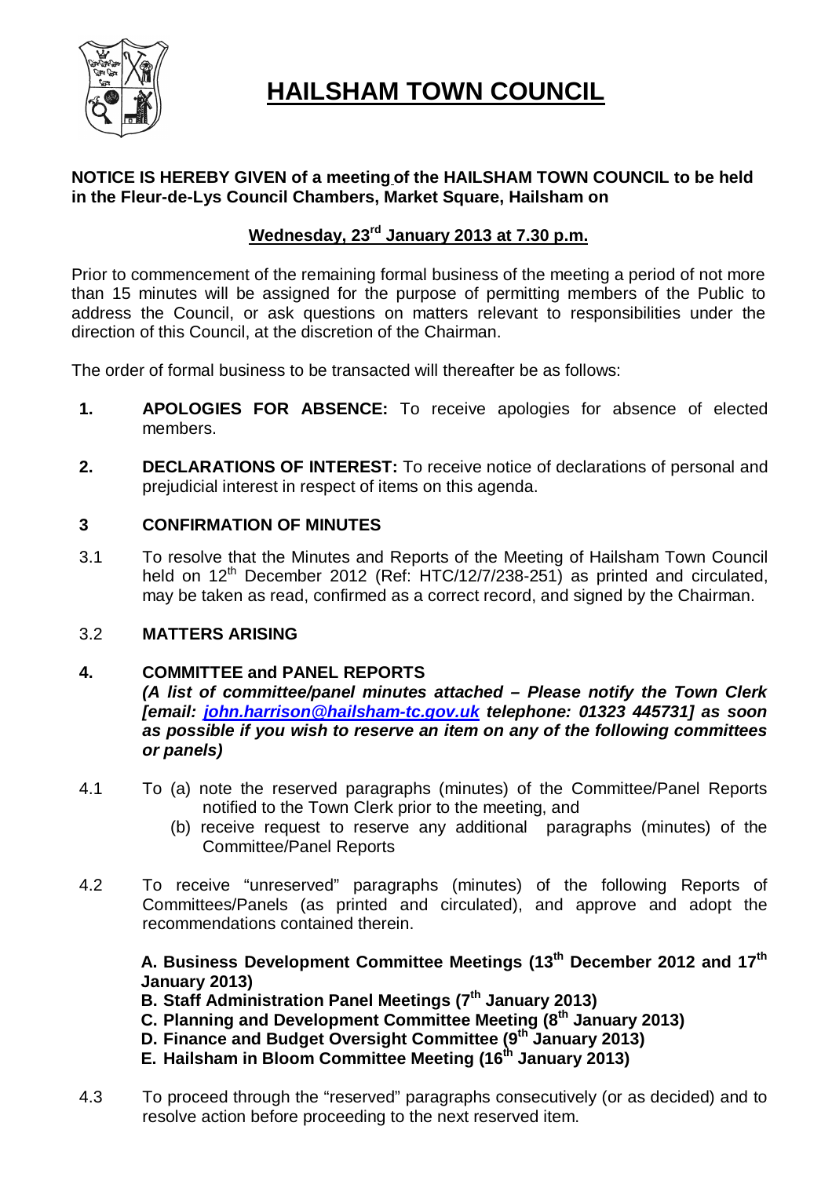# HAILSHAM TOWN COUNCIL

**NOTICE IS HEREBY GIVEN of a meeting of the HAILSHAM TOWN COUNCIL to be held in the Fleur-de-Lys Council Chambers, Market Square, Hailsham on**

**Wednesday, 23rd January 2013 at 7.30 p.m.**

Prior to commencement of the remaining formal business of the meeting a period of not more than 15 minutes will be assigned for the purpose of permitting members of the Public to address the Council, or ask questions on matters relevant to responsibilities under the direction of this Council, at the discretion of the Chairman.

The order of formal business to be transacted will thereafter be as follows:

**1.** **APOLOGIES FOR ABSENCE:** To receive apologies for absence of elected members.

**2.** **DECLARATIONS OF INTEREST:** To receive notice of declarations of personal and prejudicial interest in respect of items on this agenda.

**3** **CONFIRMATION OF MINUTES**

3.1 To resolve that the Minutes and Reports of the Meeting of Hailsham Town Council held on 12th December 2012 (Ref: HTC/12/7/238-251) as printed and circulated, may be taken as read, confirmed as a correct record, and signed by the Chairman.

3.2 **MATTERS ARISING**

**4.** **COMMITTEE and PANEL REPORTS**
***(A list of committee/panel minutes attached – Please notify the Town Clerk [email: john.harrison@hailsham-tc.gov.uk telephone: 01323 445731] as soon as possible if you wish to reserve an item on any of the following committees or panels)***

4.1 To (a) note the reserved paragraphs (minutes) of the Committee/Panel Reports notified to the Town Clerk prior to the meeting, and
(b) receive request to reserve any additional paragraphs (minutes) of the Committee/Panel Reports

4.2 To receive "unreserved" paragraphs (minutes) of the following Reports of Committees/Panels (as printed and circulated), and approve and adopt the recommendations contained therein.

**A. Business Development Committee Meetings (13th December 2012 and 17th January 2013)**
**B. Staff Administration Panel Meetings (7th January 2013)**
**C. Planning and Development Committee Meeting (8th January 2013)**
**D. Finance and Budget Oversight Committee (9th January 2013)**
**E. Hailsham in Bloom Committee Meeting (16th January 2013)**

4.3 To proceed through the "reserved" paragraphs consecutively (or as decided) and to resolve action before proceeding to the next reserved item.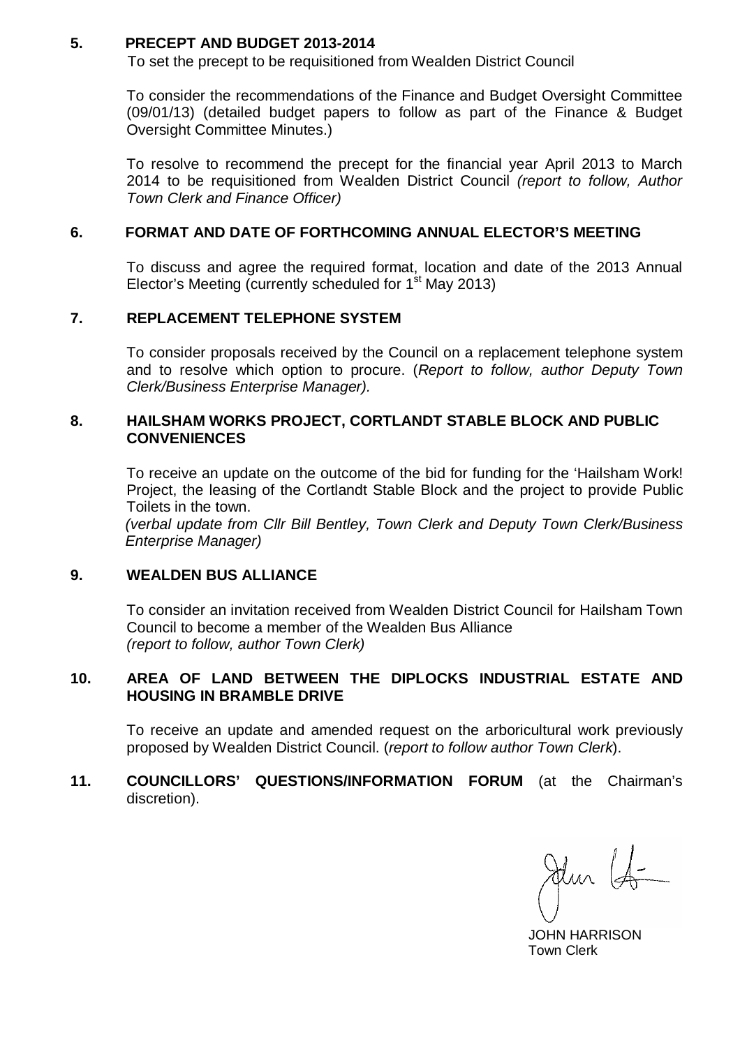## 5. PRECEPT AND BUDGET 2013-2014

To set the precept to be requisitioned from Wealden District Council

To consider the recommendations of the Finance and Budget Oversight Committee (09/01/13) (detailed budget papers to follow as part of the Finance & Budget Oversight Committee Minutes.)

To resolve to recommend the precept for the financial year April 2013 to March 2014 to be requisitioned from Wealden District Council *(report to follow, Author Town Clerk and Finance Officer)*

## 6. FORMAT AND DATE OF FORTHCOMING ANNUAL ELECTOR'S MEETING

To discuss and agree the required format, location and date of the 2013 Annual Elector's Meeting (currently scheduled for 1st May 2013)

## 7. REPLACEMENT TELEPHONE SYSTEM

To consider proposals received by the Council on a replacement telephone system and to resolve which option to procure. (*Report to follow, author Deputy Town Clerk/Business Enterprise Manager).*

## 8. HAILSHAM WORKS PROJECT, CORTLANDT STABLE BLOCK AND PUBLIC CONVENIENCES

To receive an update on the outcome of the bid for funding for the 'Hailsham Work! Project, the leasing of the Cortlandt Stable Block and the project to provide Public Toilets in the town.
*(verbal update from Cllr Bill Bentley, Town Clerk and Deputy Town Clerk/Business Enterprise Manager)*

## 9. WEALDEN BUS ALLIANCE

To consider an invitation received from Wealden District Council for Hailsham Town Council to become a member of the Wealden Bus Alliance
*(report to follow, author Town Clerk)*

## 10. AREA OF LAND BETWEEN THE DIPLOCKS INDUSTRIAL ESTATE AND HOUSING IN BRAMBLE DRIVE

To receive an update and amended request on the arboricultural work previously proposed by Wealden District Council. (*report to follow author Town Clerk*).

## 11. COUNCILLORS' QUESTIONS/INFORMATION FORUM (at the Chairman's discretion).

JOHN HARRISON
Town Clerk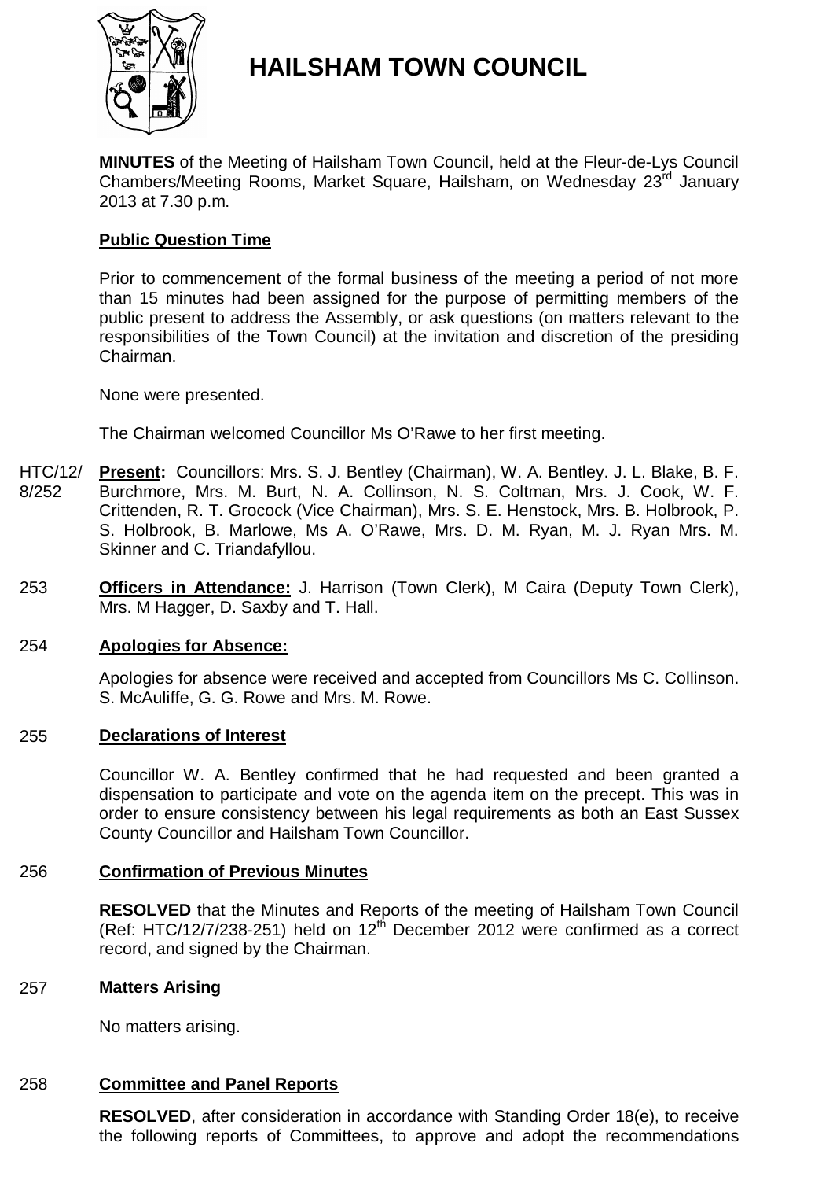# HAILSHAM TOWN COUNCIL

**MINUTES** of the Meeting of Hailsham Town Council, held at the Fleur-de-Lys Council Chambers/Meeting Rooms, Market Square, Hailsham, on Wednesday 23rd January 2013 at 7.30 p.m.

**Public Question Time**

Prior to commencement of the formal business of the meeting a period of not more than 15 minutes had been assigned for the purpose of permitting members of the public present to address the Assembly, or ask questions (on matters relevant to the responsibilities of the Town Council) at the invitation and discretion of the presiding Chairman.

None were presented.

The Chairman welcomed Councillor Ms O'Rawe to her first meeting.

HTC/12/8/252 **Present:** Councillors: Mrs. S. J. Bentley (Chairman), W. A. Bentley. J. L. Blake, B. F. Burchmore, Mrs. M. Burt, N. A. Collinson, N. S. Coltman, Mrs. J. Cook, W. F. Crittenden, R. T. Grocock (Vice Chairman), Mrs. S. E. Henstock, Mrs. B. Holbrook, P. S. Holbrook, B. Marlowe, Ms A. O'Rawe, Mrs. D. M. Ryan, M. J. Ryan Mrs. M. Skinner and C. Triandafyllou.

253 **Officers in Attendance:** J. Harrison (Town Clerk), M Caira (Deputy Town Clerk), Mrs. M Hagger, D. Saxby and T. Hall.

254 **Apologies for Absence:**

Apologies for absence were received and accepted from Councillors Ms C. Collinson. S. McAuliffe, G. G. Rowe and Mrs. M. Rowe.

255 **Declarations of Interest**

Councillor W. A. Bentley confirmed that he had requested and been granted a dispensation to participate and vote on the agenda item on the precept. This was in order to ensure consistency between his legal requirements as both an East Sussex County Councillor and Hailsham Town Councillor.

256 **Confirmation of Previous Minutes**

**RESOLVED** that the Minutes and Reports of the meeting of Hailsham Town Council (Ref: HTC/12/7/238-251) held on 12th December 2012 were confirmed as a correct record, and signed by the Chairman.

257 **Matters Arising**

No matters arising.

258 **Committee and Panel Reports**

**RESOLVED**, after consideration in accordance with Standing Order 18(e), to receive the following reports of Committees, to approve and adopt the recommendations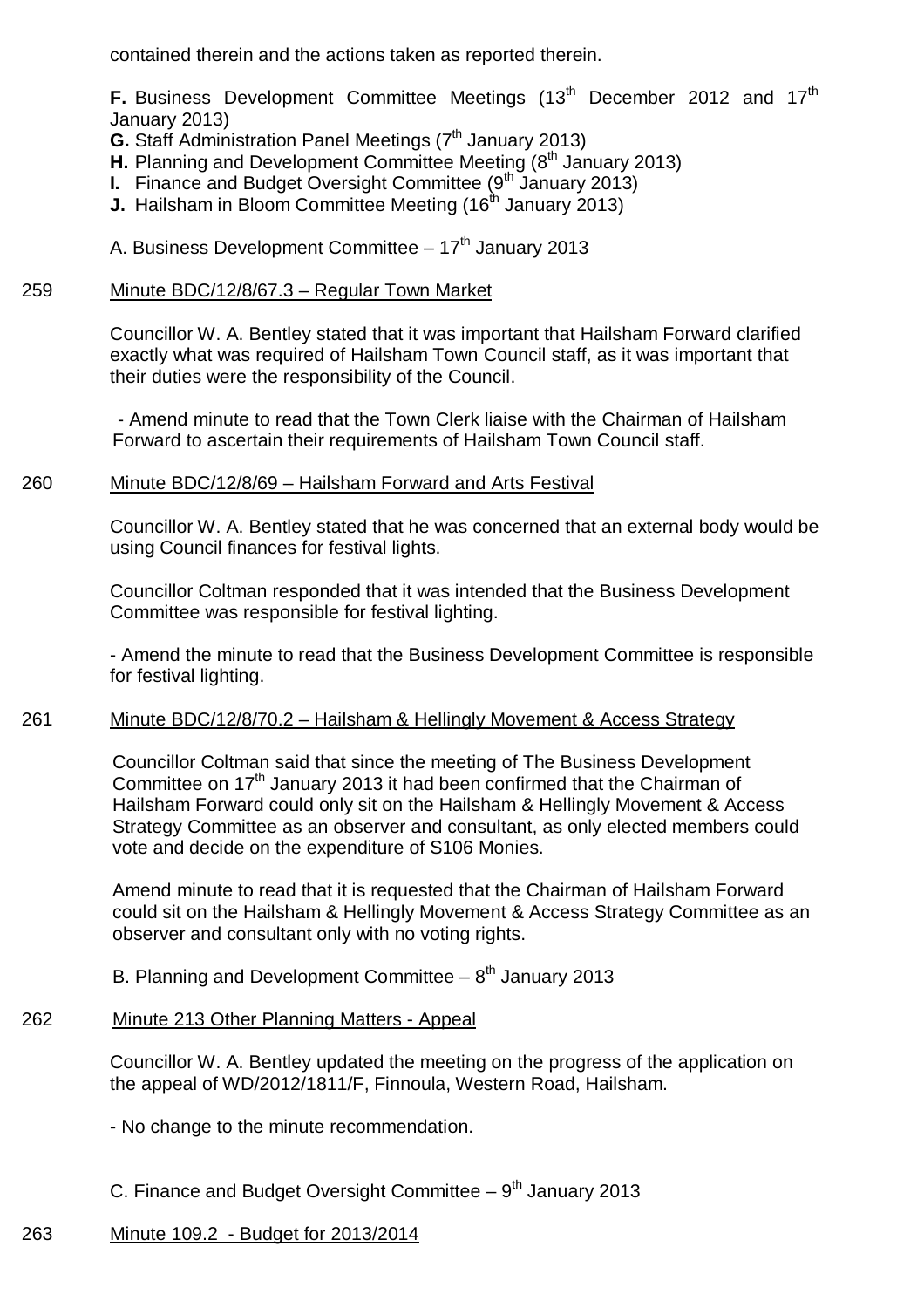contained therein and the actions taken as reported therein.

**F.** Business Development Committee Meetings (13th December 2012 and 17th January 2013)
**G.** Staff Administration Panel Meetings (7th January 2013)
**H.** Planning and Development Committee Meeting (8th January 2013)
**I.** Finance and Budget Oversight Committee (9th January 2013)
**J.** Hailsham in Bloom Committee Meeting (16th January 2013)

A. Business Development Committee – 17th January 2013

259 Minute BDC/12/8/67.3 – Regular Town Market

Councillor W. A. Bentley stated that it was important that Hailsham Forward clarified exactly what was required of Hailsham Town Council staff, as it was important that their duties were the responsibility of the Council.

- Amend minute to read that the Town Clerk liaise with the Chairman of Hailsham Forward to ascertain their requirements of Hailsham Town Council staff.

260 Minute BDC/12/8/69 – Hailsham Forward and Arts Festival

Councillor W. A. Bentley stated that he was concerned that an external body would be using Council finances for festival lights.

Councillor Coltman responded that it was intended that the Business Development Committee was responsible for festival lighting.

- Amend the minute to read that the Business Development Committee is responsible for festival lighting.

261 Minute BDC/12/8/70.2 – Hailsham & Hellingly Movement & Access Strategy

Councillor Coltman said that since the meeting of The Business Development Committee on 17th January 2013 it had been confirmed that the Chairman of Hailsham Forward could only sit on the Hailsham & Hellingly Movement & Access Strategy Committee as an observer and consultant, as only elected members could vote and decide on the expenditure of S106 Monies.

Amend minute to read that it is requested that the Chairman of Hailsham Forward could sit on the Hailsham & Hellingly Movement & Access Strategy Committee as an observer and consultant only with no voting rights.

B. Planning and Development Committee – 8th January 2013

262 Minute 213 Other Planning Matters - Appeal

Councillor W. A. Bentley updated the meeting on the progress of the application on the appeal of WD/2012/1811/F, Finnoula, Western Road, Hailsham.

- No change to the minute recommendation.

C. Finance and Budget Oversight Committee – 9th January 2013

263 Minute 109.2 - Budget for 2013/2014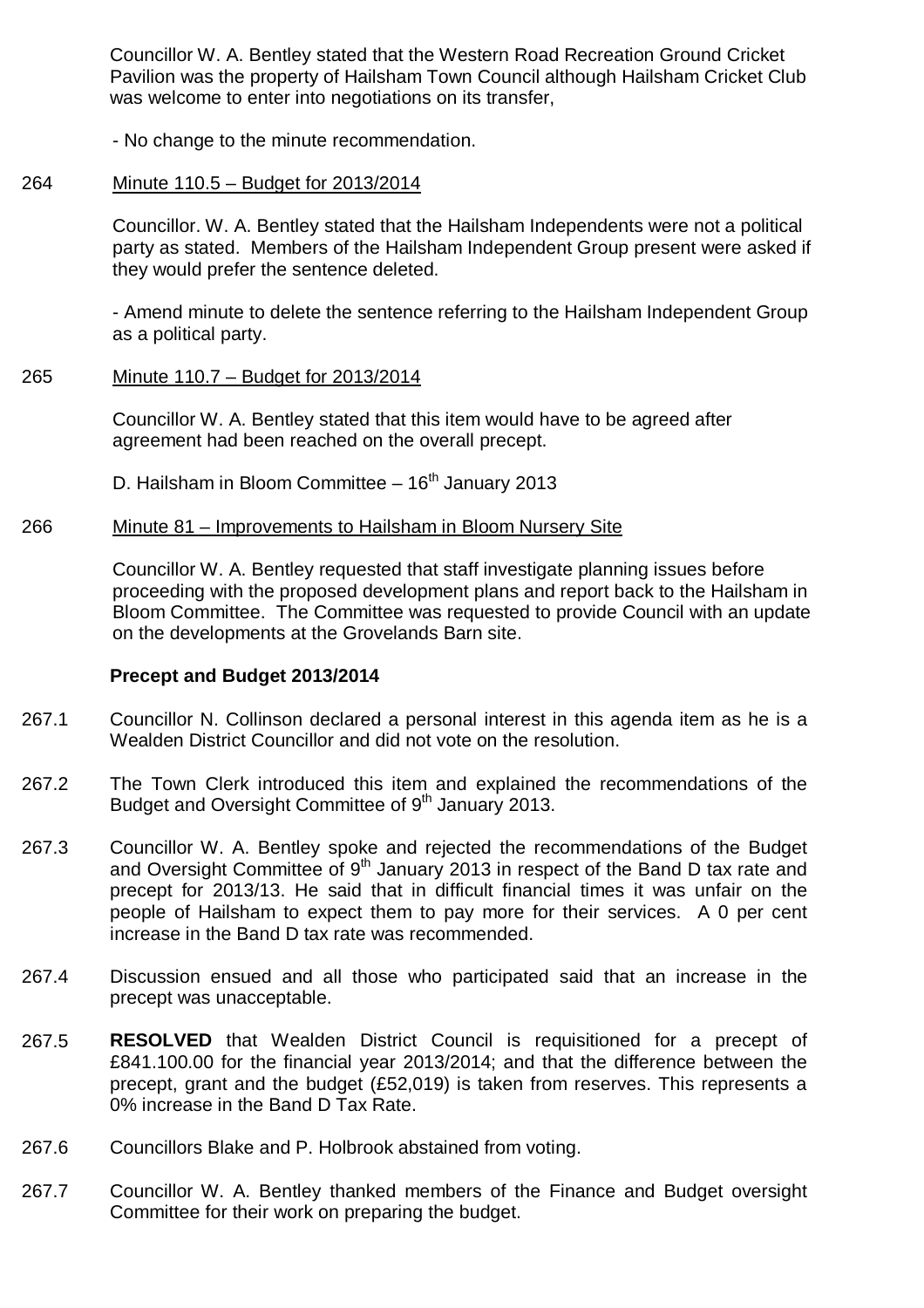Councillor W. A. Bentley stated that the Western Road Recreation Ground Cricket Pavilion was the property of Hailsham Town Council although Hailsham Cricket Club was welcome to enter into negotiations on its transfer,

- No change to the minute recommendation.

264 Minute 110.5 – Budget for 2013/2014

Councillor. W. A. Bentley stated that the Hailsham Independents were not a political party as stated. Members of the Hailsham Independent Group present were asked if they would prefer the sentence deleted.

- Amend minute to delete the sentence referring to the Hailsham Independent Group as a political party.

265 Minute 110.7 – Budget for 2013/2014

Councillor W. A. Bentley stated that this item would have to be agreed after agreement had been reached on the overall precept.

D. Hailsham in Bloom Committee – 16th January 2013

266 Minute 81 – Improvements to Hailsham in Bloom Nursery Site

Councillor W. A. Bentley requested that staff investigate planning issues before proceeding with the proposed development plans and report back to the Hailsham in Bloom Committee. The Committee was requested to provide Council with an update on the developments at the Grovelands Barn site.

**Precept and Budget 2013/2014**

267.1 Councillor N. Collinson declared a personal interest in this agenda item as he is a Wealden District Councillor and did not vote on the resolution.

267.2 The Town Clerk introduced this item and explained the recommendations of the Budget and Oversight Committee of 9th January 2013.

267.3 Councillor W. A. Bentley spoke and rejected the recommendations of the Budget and Oversight Committee of 9th January 2013 in respect of the Band D tax rate and precept for 2013/13. He said that in difficult financial times it was unfair on the people of Hailsham to expect them to pay more for their services. A 0 per cent increase in the Band D tax rate was recommended.

267.4 Discussion ensued and all those who participated said that an increase in the precept was unacceptable.

267.5 **RESOLVED** that Wealden District Council is requisitioned for a precept of £841.100.00 for the financial year 2013/2014; and that the difference between the precept, grant and the budget (£52,019) is taken from reserves. This represents a 0% increase in the Band D Tax Rate.

267.6 Councillors Blake and P. Holbrook abstained from voting.

267.7 Councillor W. A. Bentley thanked members of the Finance and Budget oversight Committee for their work on preparing the budget.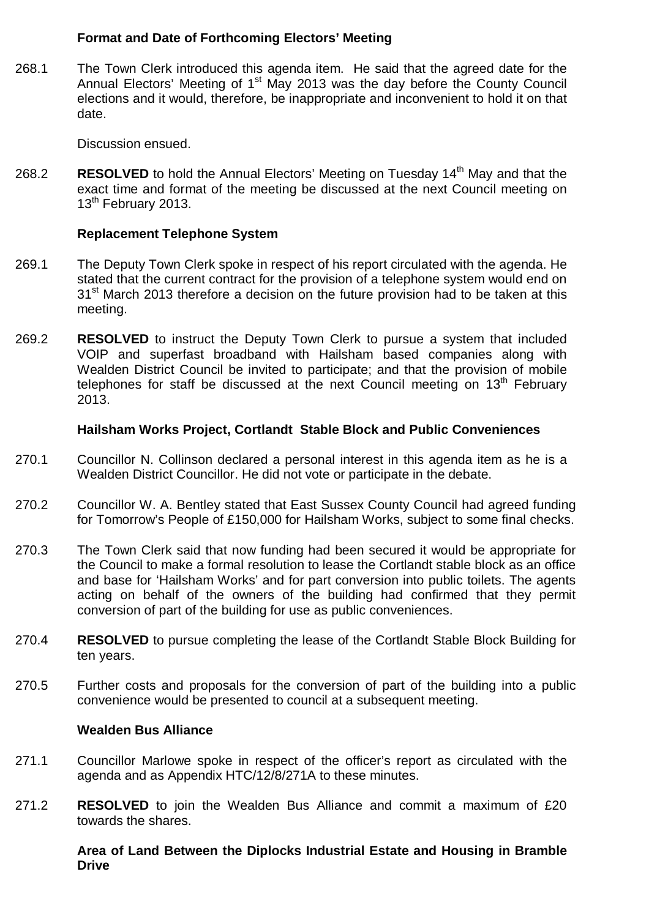**Format and Date of Forthcoming Electors' Meeting**

268.1 The Town Clerk introduced this agenda item. He said that the agreed date for the Annual Electors' Meeting of 1st May 2013 was the day before the County Council elections and it would, therefore, be inappropriate and inconvenient to hold it on that date.

Discussion ensued.

268.2 **RESOLVED** to hold the Annual Electors' Meeting on Tuesday 14th May and that the exact time and format of the meeting be discussed at the next Council meeting on 13th February 2013.

**Replacement Telephone System**

269.1 The Deputy Town Clerk spoke in respect of his report circulated with the agenda. He stated that the current contract for the provision of a telephone system would end on 31st March 2013 therefore a decision on the future provision had to be taken at this meeting.

269.2 **RESOLVED** to instruct the Deputy Town Clerk to pursue a system that included VOIP and superfast broadband with Hailsham based companies along with Wealden District Council be invited to participate; and that the provision of mobile telephones for staff be discussed at the next Council meeting on 13th February 2013.

**Hailsham Works Project, Cortlandt Stable Block and Public Conveniences**

270.1 Councillor N. Collinson declared a personal interest in this agenda item as he is a Wealden District Councillor. He did not vote or participate in the debate.

270.2 Councillor W. A. Bentley stated that East Sussex County Council had agreed funding for Tomorrow's People of £150,000 for Hailsham Works, subject to some final checks.

270.3 The Town Clerk said that now funding had been secured it would be appropriate for the Council to make a formal resolution to lease the Cortlandt stable block as an office and base for 'Hailsham Works' and for part conversion into public toilets. The agents acting on behalf of the owners of the building had confirmed that they permit conversion of part of the building for use as public conveniences.

270.4 **RESOLVED** to pursue completing the lease of the Cortlandt Stable Block Building for ten years.

270.5 Further costs and proposals for the conversion of part of the building into a public convenience would be presented to council at a subsequent meeting.

**Wealden Bus Alliance**

271.1 Councillor Marlowe spoke in respect of the officer's report as circulated with the agenda and as Appendix HTC/12/8/271A to these minutes.

271.2 **RESOLVED** to join the Wealden Bus Alliance and commit a maximum of £20 towards the shares.

**Area of Land Between the Diplocks Industrial Estate and Housing in Bramble Drive**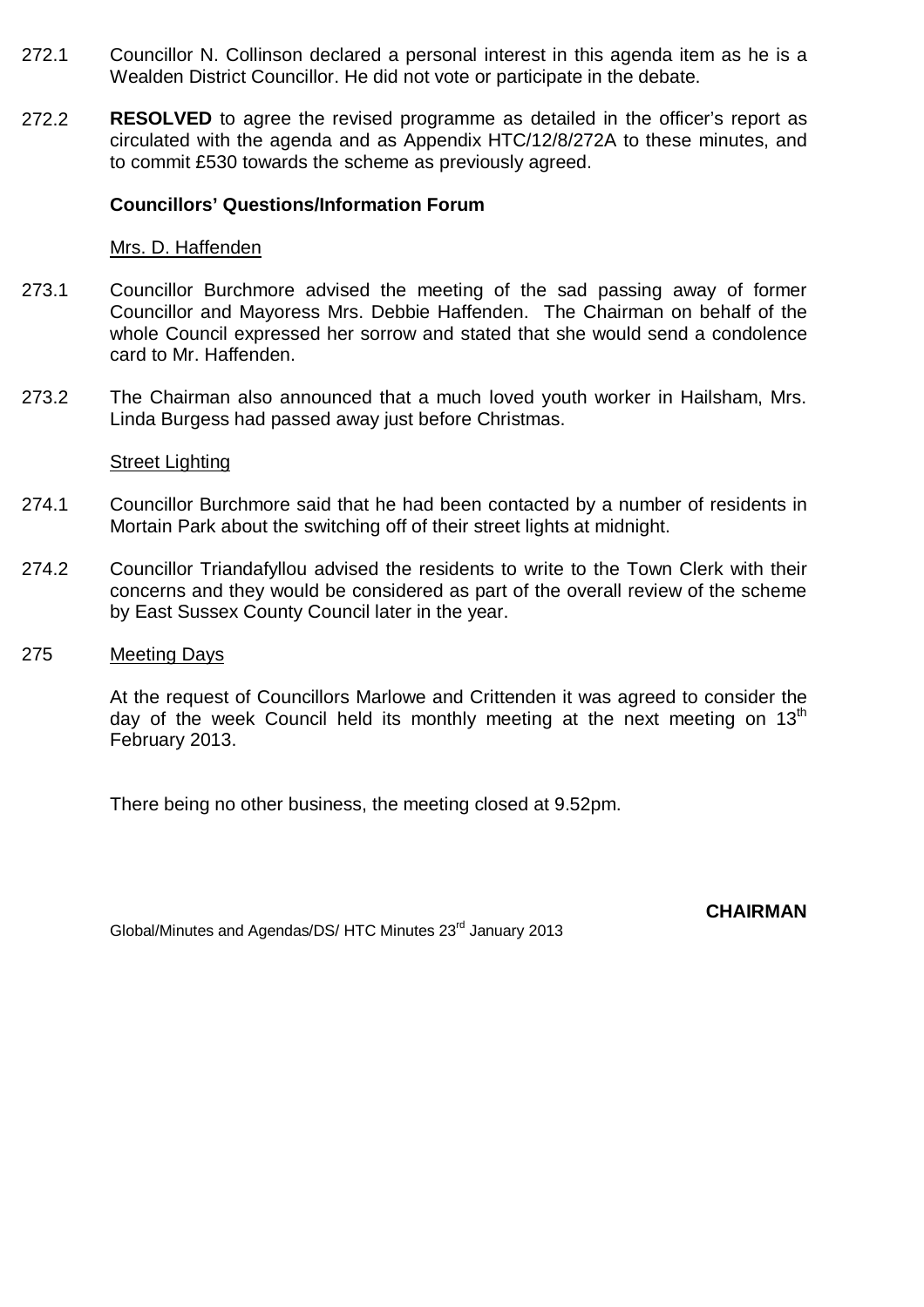272.1 Councillor N. Collinson declared a personal interest in this agenda item as he is a Wealden District Councillor. He did not vote or participate in the debate.

272.2 **RESOLVED** to agree the revised programme as detailed in the officer's report as circulated with the agenda and as Appendix HTC/12/8/272A to these minutes, and to commit £530 towards the scheme as previously agreed.

**Councillors' Questions/Information Forum**

Mrs. D. Haffenden

273.1 Councillor Burchmore advised the meeting of the sad passing away of former Councillor and Mayoress Mrs. Debbie Haffenden. The Chairman on behalf of the whole Council expressed her sorrow and stated that she would send a condolence card to Mr. Haffenden.

273.2 The Chairman also announced that a much loved youth worker in Hailsham, Mrs. Linda Burgess had passed away just before Christmas.

Street Lighting

274.1 Councillor Burchmore said that he had been contacted by a number of residents in Mortain Park about the switching off of their street lights at midnight.

274.2 Councillor Triandafyllou advised the residents to write to the Town Clerk with their concerns and they would be considered as part of the overall review of the scheme by East Sussex County Council later in the year.

275 Meeting Days

At the request of Councillors Marlowe and Crittenden it was agreed to consider the day of the week Council held its monthly meeting at the next meeting on 13th February 2013.

There being no other business, the meeting closed at 9.52pm.

**CHAIRMAN**

Global/Minutes and Agendas/DS/ HTC Minutes 23rd January 2013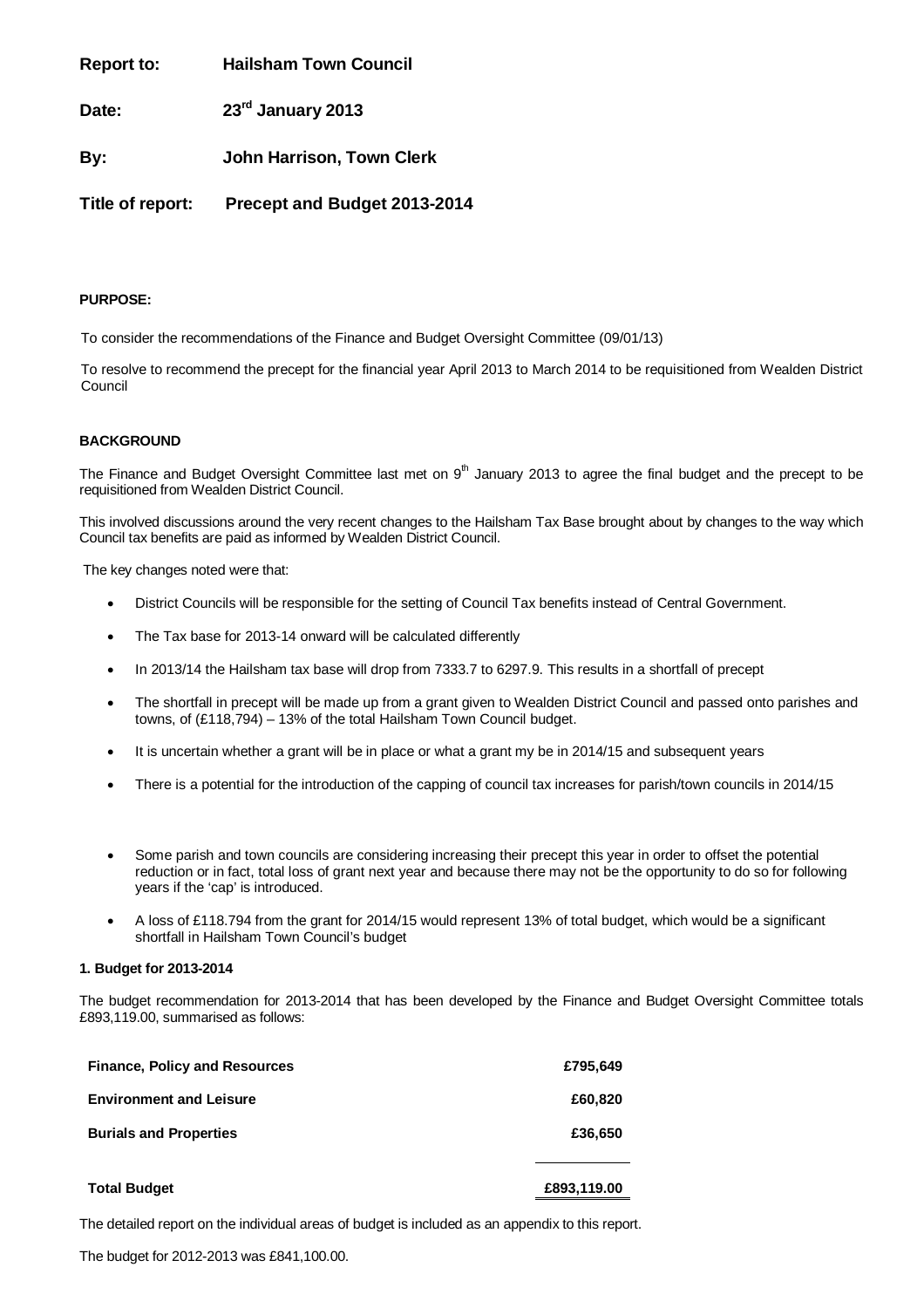**Report to:** **Hailsham Town Council**

**Date:** **23rd January 2013**

**By:** **John Harrison, Town Clerk**

**Title of report:** **Precept and Budget 2013-2014**

**PURPOSE:**

To consider the recommendations of the Finance and Budget Oversight Committee (09/01/13)

To resolve to recommend the precept for the financial year April 2013 to March 2014 to be requisitioned from Wealden District Council

**BACKGROUND**

The Finance and Budget Oversight Committee last met on 9th January 2013 to agree the final budget and the precept to be requisitioned from Wealden District Council.

This involved discussions around the very recent changes to the Hailsham Tax Base brought about by changes to the way which Council tax benefits are paid as informed by Wealden District Council.

The key changes noted were that:

- District Councils will be responsible for the setting of Council Tax benefits instead of Central Government.
- The Tax base for 2013-14 onward will be calculated differently
- In 2013/14 the Hailsham tax base will drop from 7333.7 to 6297.9. This results in a shortfall of precept
- The shortfall in precept will be made up from a grant given to Wealden District Council and passed onto parishes and towns, of (£118,794) – 13% of the total Hailsham Town Council budget.
- It is uncertain whether a grant will be in place or what a grant my be in 2014/15 and subsequent years
- There is a potential for the introduction of the capping of council tax increases for parish/town councils in 2014/15
- Some parish and town councils are considering increasing their precept this year in order to offset the potential reduction or in fact, total loss of grant next year and because there may not be the opportunity to do so for following years if the 'cap' is introduced.
- A loss of £118.794 from the grant for 2014/15 would represent 13% of total budget, which would be a significant shortfall in Hailsham Town Council's budget

**1. Budget for 2013-2014**

The budget recommendation for 2013-2014 that has been developed by the Finance and Budget Oversight Committee totals £893,119.00, summarised as follows:

| | |
|---|---|
| **Finance, Policy and Resources** | **£795,649** |
| **Environment and Leisure** | **£60,820** |
| **Burials and Properties** | **£36,650** |
| **Total Budget** | **£893,119.00** |

The detailed report on the individual areas of budget is included as an appendix to this report.

The budget for 2012-2013 was £841,100.00.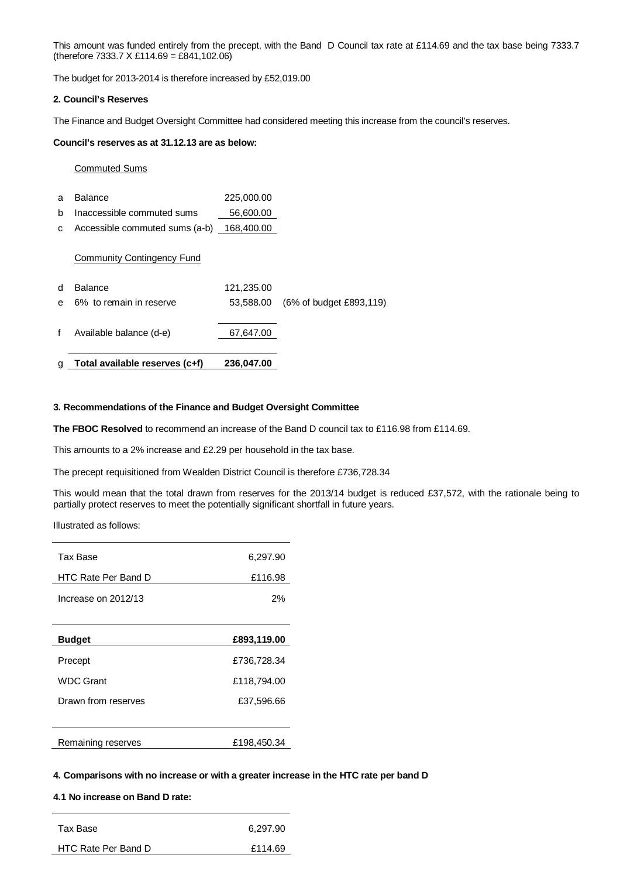This amount was funded entirely from the precept, with the Band D Council tax rate at £114.69 and the tax base being 7333.7 (therefore 7333.7 X £114.69 = £841,102.06)

The budget for 2013-2014 is therefore increased by £52,019.00

**2. Council's Reserves**

The Finance and Budget Oversight Committee had considered meeting this increase from the council's reserves.

**Council's reserves as at 31.12.13 are as below:**

| | Commuted Sums | | |
|---|---|---|---|
| a | Balance | 225,000.00 | |
| b | Inaccessible commuted sums | 56,600.00 | |
| c | Accessible commuted sums (a-b) | 168,400.00 | |
| | Community Contingency Fund | | |
| d | Balance | 121,235.00 | |
| e | 6% to remain in reserve | 53,588.00 | (6% of budget £893,119) |
| f | Available balance (d-e) | 67,647.00 | |
| g | **Total available reserves (c+f)** | **236,047.00** | |

**3. Recommendations of the Finance and Budget Oversight Committee**

**The FBOC Resolved** to recommend an increase of the Band D council tax to £116.98 from £114.69.

This amounts to a 2% increase and £2.29 per household in the tax base.

The precept requisitioned from Wealden District Council is therefore £736,728.34

This would mean that the total drawn from reserves for the 2013/14 budget is reduced £37,572, with the rationale being to partially protect reserves to meet the potentially significant shortfall in future years.

Illustrated as follows:

| | |
|---|---|
| Tax Base | 6,297.90 |
| HTC Rate Per Band D | £116.98 |
| Increase on 2012/13 | 2% |
| **Budget** | **£893,119.00** |
| Precept | £736,728.34 |
| WDC Grant | £118,794.00 |
| Drawn from reserves | £37,596.66 |
| Remaining reserves | £198,450.34 |

**4. Comparisons with no increase or with a greater increase in the HTC rate per band D**

**4.1 No increase on Band D rate:**

| | |
|---|---|
| Tax Base | 6,297.90 |
| HTC Rate Per Band D | £114.69 |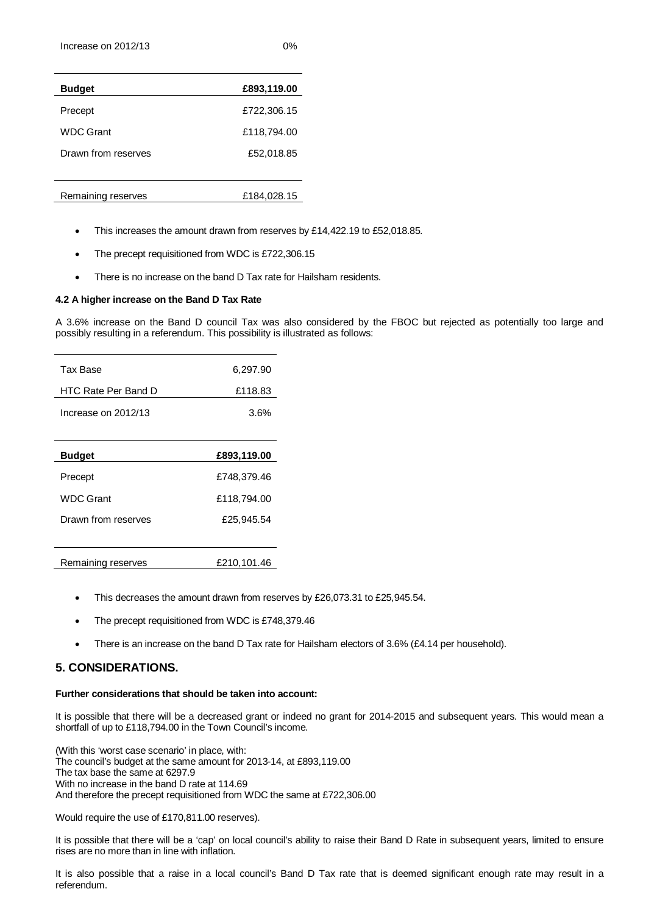| | |
|---|---|
| Increase on 2012/13 | 0% |

| Budget | £893,119.00 |
|---|---|
| Precept | £722,306.15 |
| WDC Grant | £118,794.00 |
| Drawn from reserves | £52,018.85 |
| | |
| Remaining reserves | £184,028.15 |

- This increases the amount drawn from reserves by £14,422.19 to £52,018.85.
- The precept requisitioned from WDC is £722,306.15
- There is no increase on the band D Tax rate for Hailsham residents.

**4.2 A higher increase on the Band D Tax Rate**

A 3.6% increase on the Band D council Tax was also considered by the FBOC but rejected as potentially too large and possibly resulting in a referendum. This possibility is illustrated as follows:

| | |
|---|---|
| Tax Base | 6,297.90 |
| HTC Rate Per Band D | £118.83 |
| Increase on 2012/13 | 3.6% |

| Budget | £893,119.00 |
|---|---|
| Precept | £748,379.46 |
| WDC Grant | £118,794.00 |
| Drawn from reserves | £25,945.54 |
| | |
| Remaining reserves | £210,101.46 |

- This decreases the amount drawn from reserves by £26,073.31 to £25,945.54.
- The precept requisitioned from WDC is £748,379.46
- There is an increase on the band D Tax rate for Hailsham electors of 3.6% (£4.14 per household).

## 5. CONSIDERATIONS.

**Further considerations that should be taken into account:**

It is possible that there will be a decreased grant or indeed no grant for 2014-2015 and subsequent years. This would mean a shortfall of up to £118,794.00 in the Town Council's income.

(With this 'worst case scenario' in place, with:
The council's budget at the same amount for 2013-14, at £893,119.00
The tax base the same at 6297.9
With no increase in the band D rate at 114.69
And therefore the precept requisitioned from WDC the same at £722,306.00

Would require the use of £170,811.00 reserves).

It is possible that there will be a 'cap' on local council's ability to raise their Band D Rate in subsequent years, limited to ensure rises are no more than in line with inflation.

It is also possible that a raise in a local council's Band D Tax rate that is deemed significant enough rate may result in a referendum.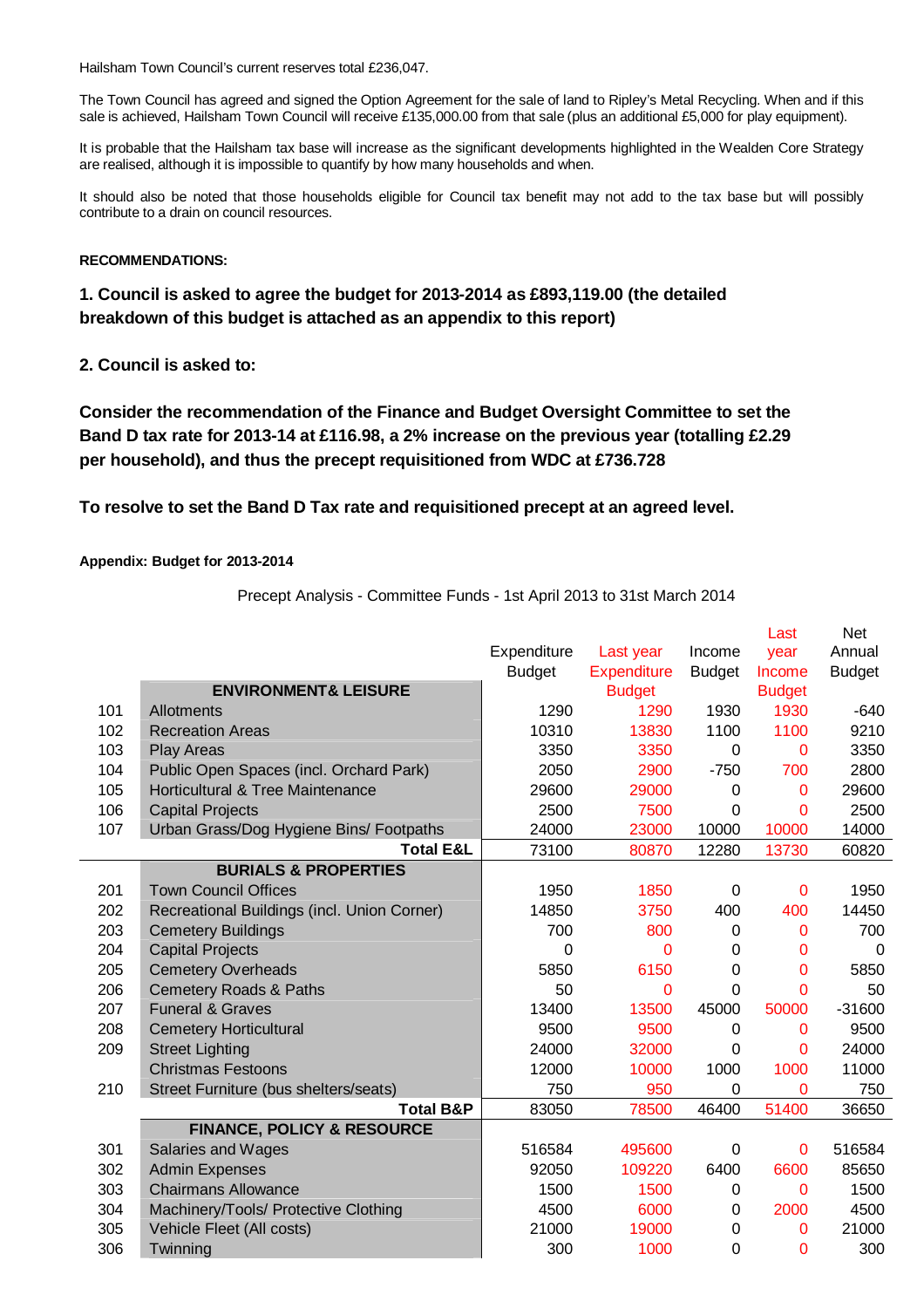Hailsham Town Council's current reserves total £236,047.

The Town Council has agreed and signed the Option Agreement for the sale of land to Ripley's Metal Recycling. When and if this sale is achieved, Hailsham Town Council will receive £135,000.00 from that sale (plus an additional £5,000 for play equipment).

It is probable that the Hailsham tax base will increase as the significant developments highlighted in the Wealden Core Strategy are realised, although it is impossible to quantify by how many households and when.

It should also be noted that those households eligible for Council tax benefit may not add to the tax base but will possibly contribute to a drain on council resources.

**RECOMMENDATIONS:**

**1. Council is asked to agree the budget for 2013-2014 as £893,119.00 (the detailed breakdown of this budget is attached as an appendix to this report)**

**2. Council is asked to:**

**Consider the recommendation of the Finance and Budget Oversight Committee to set the Band D tax rate for 2013-14 at £116.98, a 2% increase on the previous year (totalling £2.29 per household), and thus the precept requisitioned from WDC at £736.728**

**To resolve to set the Band D Tax rate and requisitioned precept at an agreed level.**

**Appendix: Budget for 2013-2014**

Precept Analysis - Committee Funds - 1st April 2013 to 31st March 2014

| | | Expenditure Budget | Last year Expenditure Budget | Income Budget | Last year Income Budget | Net Annual Budget |
|---|---|---|---|---|---|---|
| | **ENVIRONMENT& LEISURE** | | | | | |
| 101 | Allotments | 1290 | 1290 | 1930 | 1930 | -640 |
| 102 | Recreation Areas | 10310 | 13830 | 1100 | 1100 | 9210 |
| 103 | Play Areas | 3350 | 3350 | 0 | 0 | 3350 |
| 104 | Public Open Spaces (incl. Orchard Park) | 2050 | 2900 | -750 | 700 | 2800 |
| 105 | Horticultural & Tree Maintenance | 29600 | 29000 | 0 | 0 | 29600 |
| 106 | Capital Projects | 2500 | 7500 | 0 | 0 | 2500 |
| 107 | Urban Grass/Dog Hygiene Bins/ Footpaths | 24000 | 23000 | 10000 | 10000 | 14000 |
| | **Total E&L** | 73100 | 80870 | 12280 | 13730 | 60820 |
| | **BURIALS & PROPERTIES** | | | | | |
| 201 | Town Council Offices | 1950 | 1850 | 0 | 0 | 1950 |
| 202 | Recreational Buildings (incl. Union Corner) | 14850 | 3750 | 400 | 400 | 14450 |
| 203 | Cemetery Buildings | 700 | 800 | 0 | 0 | 700 |
| 204 | Capital Projects | 0 | 0 | 0 | 0 | 0 |
| 205 | Cemetery Overheads | 5850 | 6150 | 0 | 0 | 5850 |
| 206 | Cemetery Roads & Paths | 50 | 0 | 0 | 0 | 50 |
| 207 | Funeral & Graves | 13400 | 13500 | 45000 | 50000 | -31600 |
| 208 | Cemetery Horticultural | 9500 | 9500 | 0 | 0 | 9500 |
| 209 | Street Lighting | 24000 | 32000 | 0 | 0 | 24000 |
| | Christmas Festoons | 12000 | 10000 | 1000 | 1000 | 11000 |
| 210 | Street Furniture (bus shelters/seats) | 750 | 950 | 0 | 0 | 750 |
| | **Total B&P** | 83050 | 78500 | 46400 | 51400 | 36650 |
| | **FINANCE, POLICY & RESOURCE** | | | | | |
| 301 | Salaries and Wages | 516584 | 495600 | 0 | 0 | 516584 |
| 302 | Admin Expenses | 92050 | 109220 | 6400 | 6600 | 85650 |
| 303 | Chairmans Allowance | 1500 | 1500 | 0 | 0 | 1500 |
| 304 | Machinery/Tools/ Protective Clothing | 4500 | 6000 | 0 | 2000 | 4500 |
| 305 | Vehicle Fleet (All costs) | 21000 | 19000 | 0 | 0 | 21000 |
| 306 | Twinning | 300 | 1000 | 0 | 0 | 300 |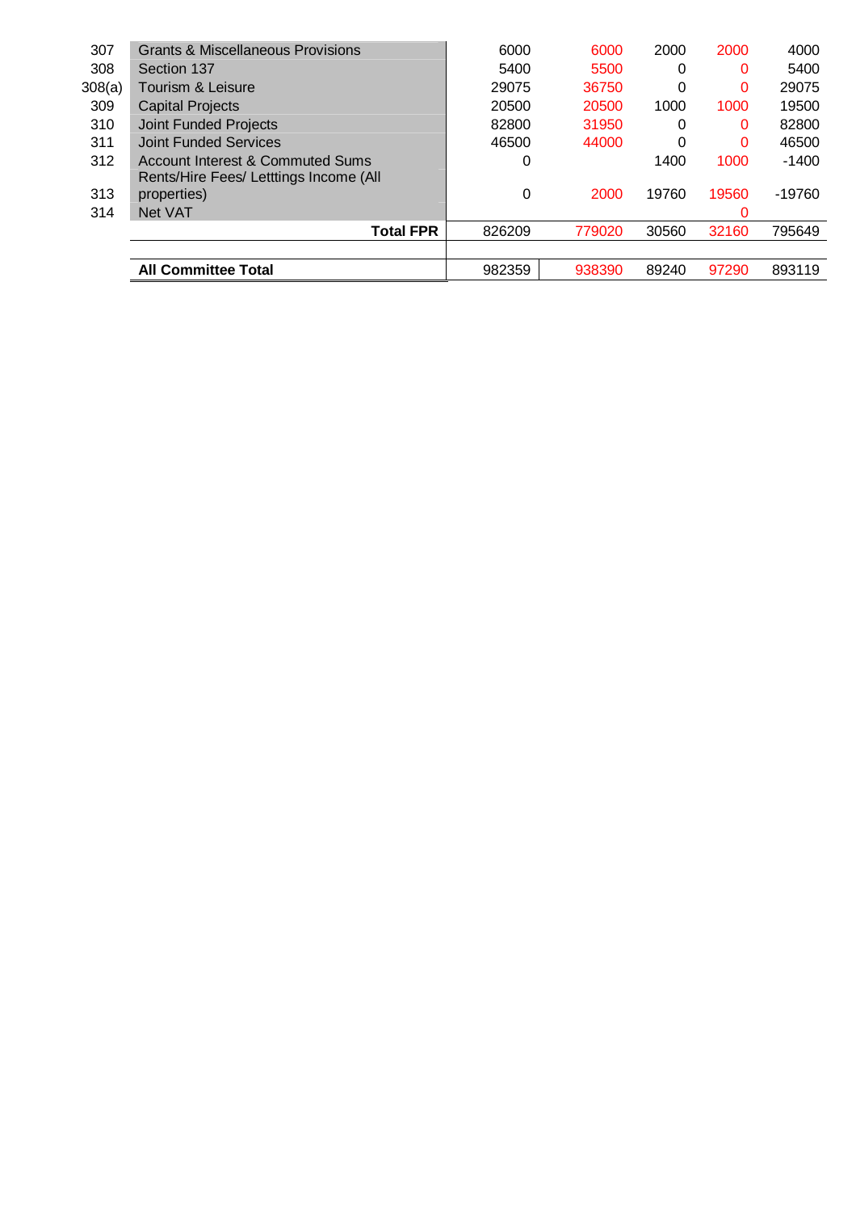| | | | | | | |
|---|---|---|---|---|---|---|
| 307 | Grants & Miscellaneous Provisions | 6000 | 6000 | 2000 | 2000 | 4000 |
| 308 | Section 137 | 5400 | 5500 | 0 | 0 | 5400 |
| 308(a) | Tourism & Leisure | 29075 | 36750 | 0 | 0 | 29075 |
| 309 | Capital Projects | 20500 | 20500 | 1000 | 1000 | 19500 |
| 310 | Joint Funded Projects | 82800 | 31950 | 0 | 0 | 82800 |
| 311 | Joint Funded Services | 46500 | 44000 | 0 | 0 | 46500 |
| 312 | Account Interest & Commuted Sums | 0 | | 1400 | 1000 | -1400 |
| 313 | Rents/Hire Fees/ Letttings Income (All properties) | 0 | 2000 | 19760 | 19560 | -19760 |
| 314 | Net VAT | | | | 0 | |
| | **Total FPR** | 826209 | 779020 | 30560 | 32160 | 795649 |
| | | | | | | |
| | **All Committee Total** | 982359 | 938390 | 89240 | 97290 | 893119 |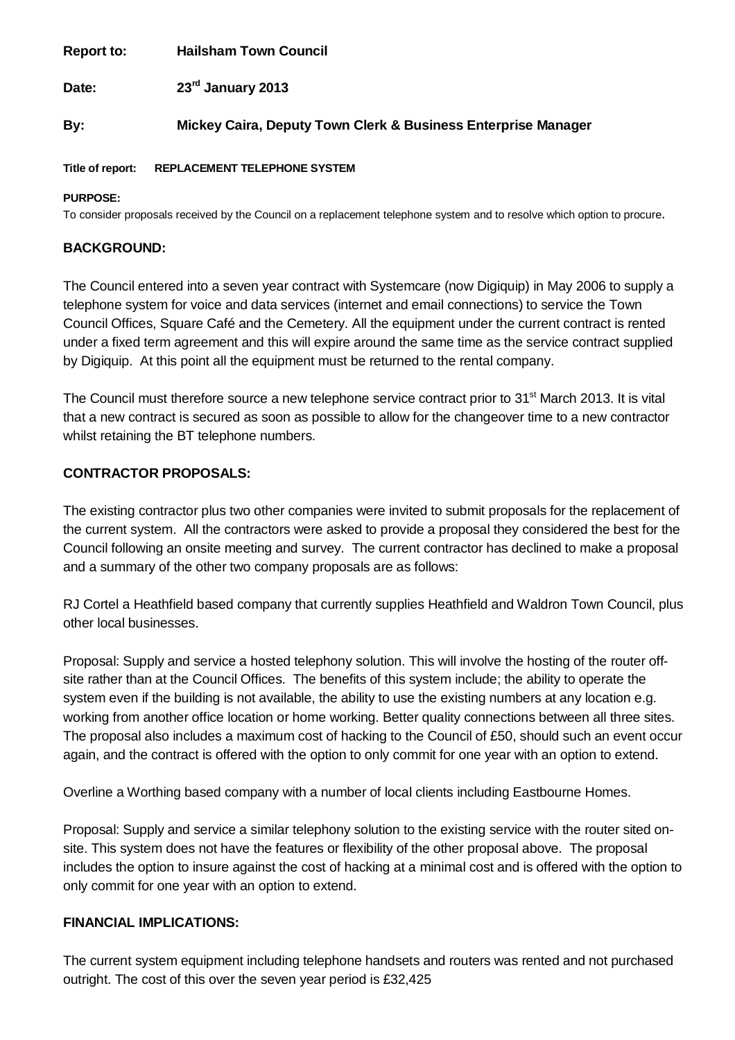**Report to:** **Hailsham Town Council**

**Date:** **23rd January 2013**

**By:** **Mickey Caira, Deputy Town Clerk & Business Enterprise Manager**

**Title of report:** **REPLACEMENT TELEPHONE SYSTEM**

**PURPOSE:**

To consider proposals received by the Council on a replacement telephone system and to resolve which option to procure.

## BACKGROUND:

The Council entered into a seven year contract with Systemcare (now Digiquip) in May 2006 to supply a telephone system for voice and data services (internet and email connections) to service the Town Council Offices, Square Café and the Cemetery. All the equipment under the current contract is rented under a fixed term agreement and this will expire around the same time as the service contract supplied by Digiquip. At this point all the equipment must be returned to the rental company.

The Council must therefore source a new telephone service contract prior to 31st March 2013. It is vital that a new contract is secured as soon as possible to allow for the changeover time to a new contractor whilst retaining the BT telephone numbers.

## CONTRACTOR PROPOSALS:

The existing contractor plus two other companies were invited to submit proposals for the replacement of the current system. All the contractors were asked to provide a proposal they considered the best for the Council following an onsite meeting and survey. The current contractor has declined to make a proposal and a summary of the other two company proposals are as follows:

RJ Cortel a Heathfield based company that currently supplies Heathfield and Waldron Town Council, plus other local businesses.

Proposal: Supply and service a hosted telephony solution. This will involve the hosting of the router off-site rather than at the Council Offices. The benefits of this system include; the ability to operate the system even if the building is not available, the ability to use the existing numbers at any location e.g. working from another office location or home working. Better quality connections between all three sites. The proposal also includes a maximum cost of hacking to the Council of £50, should such an event occur again, and the contract is offered with the option to only commit for one year with an option to extend.

Overline a Worthing based company with a number of local clients including Eastbourne Homes.

Proposal: Supply and service a similar telephony solution to the existing service with the router sited on-site. This system does not have the features or flexibility of the other proposal above. The proposal includes the option to insure against the cost of hacking at a minimal cost and is offered with the option to only commit for one year with an option to extend.

## FINANCIAL IMPLICATIONS:

The current system equipment including telephone handsets and routers was rented and not purchased outright. The cost of this over the seven year period is £32,425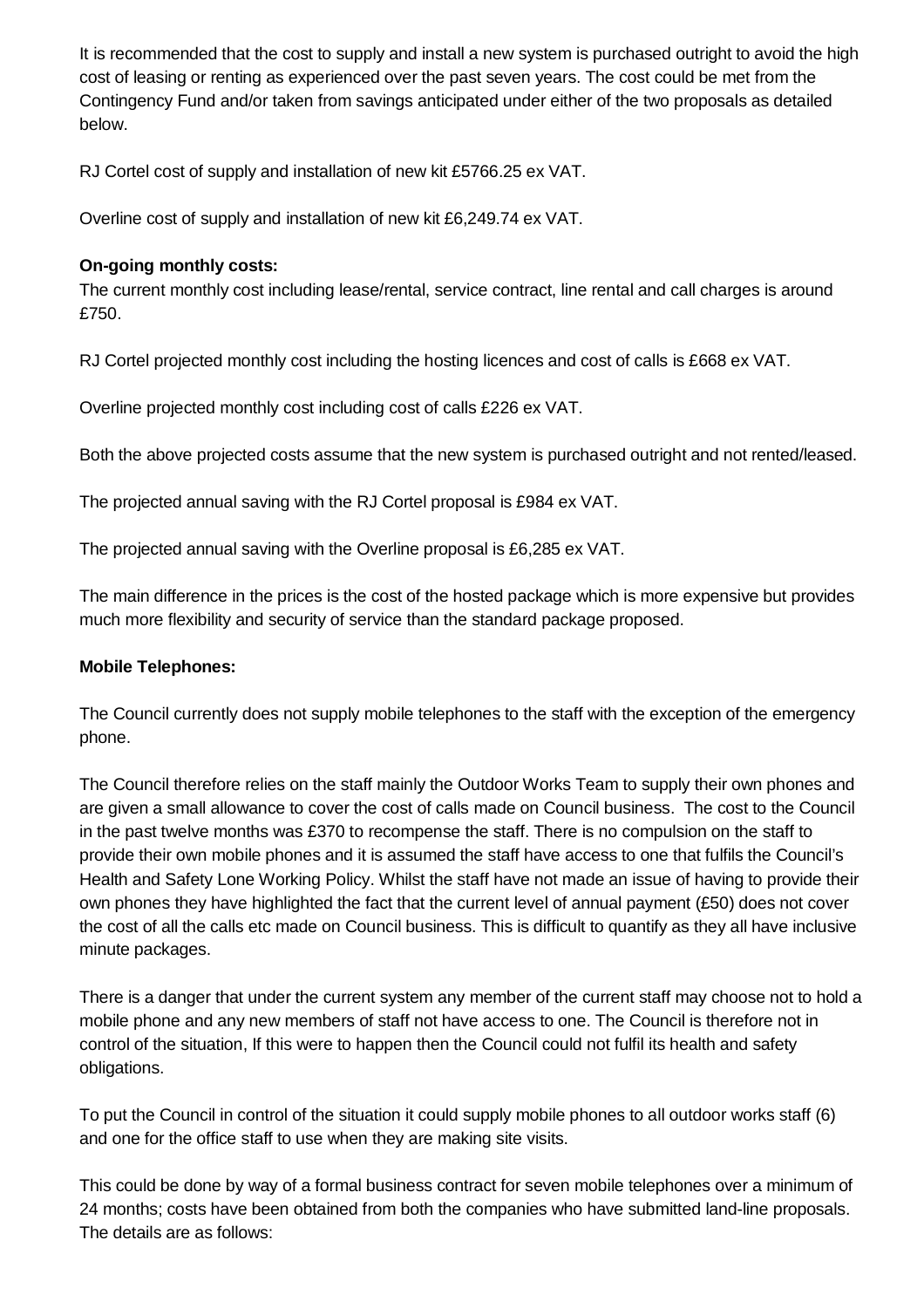It is recommended that the cost to supply and install a new system is purchased outright to avoid the high cost of leasing or renting as experienced over the past seven years. The cost could be met from the Contingency Fund and/or taken from savings anticipated under either of the two proposals as detailed below.

RJ Cortel cost of supply and installation of new kit £5766.25 ex VAT.

Overline cost of supply and installation of new kit £6,249.74 ex VAT.

**On-going monthly costs:**
The current monthly cost including lease/rental, service contract, line rental and call charges is around £750.

RJ Cortel projected monthly cost including the hosting licences and cost of calls is £668 ex VAT.

Overline projected monthly cost including cost of calls £226 ex VAT.

Both the above projected costs assume that the new system is purchased outright and not rented/leased.

The projected annual saving with the RJ Cortel proposal is £984 ex VAT.

The projected annual saving with the Overline proposal is £6,285 ex VAT.

The main difference in the prices is the cost of the hosted package which is more expensive but provides much more flexibility and security of service than the standard package proposed.

**Mobile Telephones:**

The Council currently does not supply mobile telephones to the staff with the exception of the emergency phone.

The Council therefore relies on the staff mainly the Outdoor Works Team to supply their own phones and are given a small allowance to cover the cost of calls made on Council business. The cost to the Council in the past twelve months was £370 to recompense the staff. There is no compulsion on the staff to provide their own mobile phones and it is assumed the staff have access to one that fulfils the Council's Health and Safety Lone Working Policy. Whilst the staff have not made an issue of having to provide their own phones they have highlighted the fact that the current level of annual payment (£50) does not cover the cost of all the calls etc made on Council business. This is difficult to quantify as they all have inclusive minute packages.

There is a danger that under the current system any member of the current staff may choose not to hold a mobile phone and any new members of staff not have access to one. The Council is therefore not in control of the situation, If this were to happen then the Council could not fulfil its health and safety obligations.

To put the Council in control of the situation it could supply mobile phones to all outdoor works staff (6) and one for the office staff to use when they are making site visits.

This could be done by way of a formal business contract for seven mobile telephones over a minimum of 24 months; costs have been obtained from both the companies who have submitted land-line proposals. The details are as follows: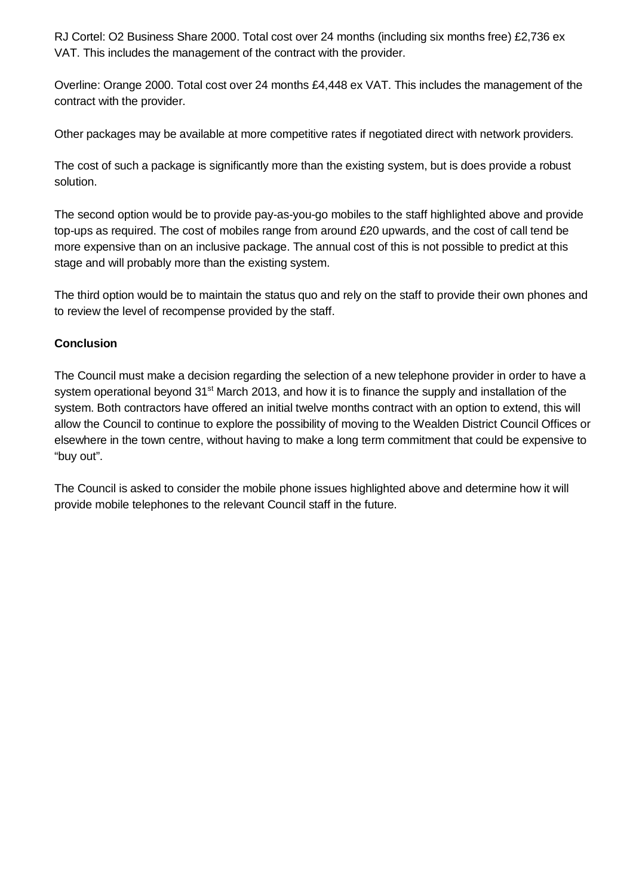RJ Cortel: O2 Business Share 2000. Total cost over 24 months (including six months free) £2,736 ex VAT. This includes the management of the contract with the provider.

Overline: Orange 2000. Total cost over 24 months £4,448 ex VAT. This includes the management of the contract with the provider.

Other packages may be available at more competitive rates if negotiated direct with network providers.

The cost of such a package is significantly more than the existing system, but is does provide a robust solution.

The second option would be to provide pay-as-you-go mobiles to the staff highlighted above and provide top-ups as required. The cost of mobiles range from around £20 upwards, and the cost of call tend be more expensive than on an inclusive package. The annual cost of this is not possible to predict at this stage and will probably more than the existing system.

The third option would be to maintain the status quo and rely on the staff to provide their own phones and to review the level of recompense provided by the staff.

**Conclusion**

The Council must make a decision regarding the selection of a new telephone provider in order to have a system operational beyond 31st March 2013, and how it is to finance the supply and installation of the system. Both contractors have offered an initial twelve months contract with an option to extend, this will allow the Council to continue to explore the possibility of moving to the Wealden District Council Offices or elsewhere in the town centre, without having to make a long term commitment that could be expensive to "buy out".

The Council is asked to consider the mobile phone issues highlighted above and determine how it will provide mobile telephones to the relevant Council staff in the future.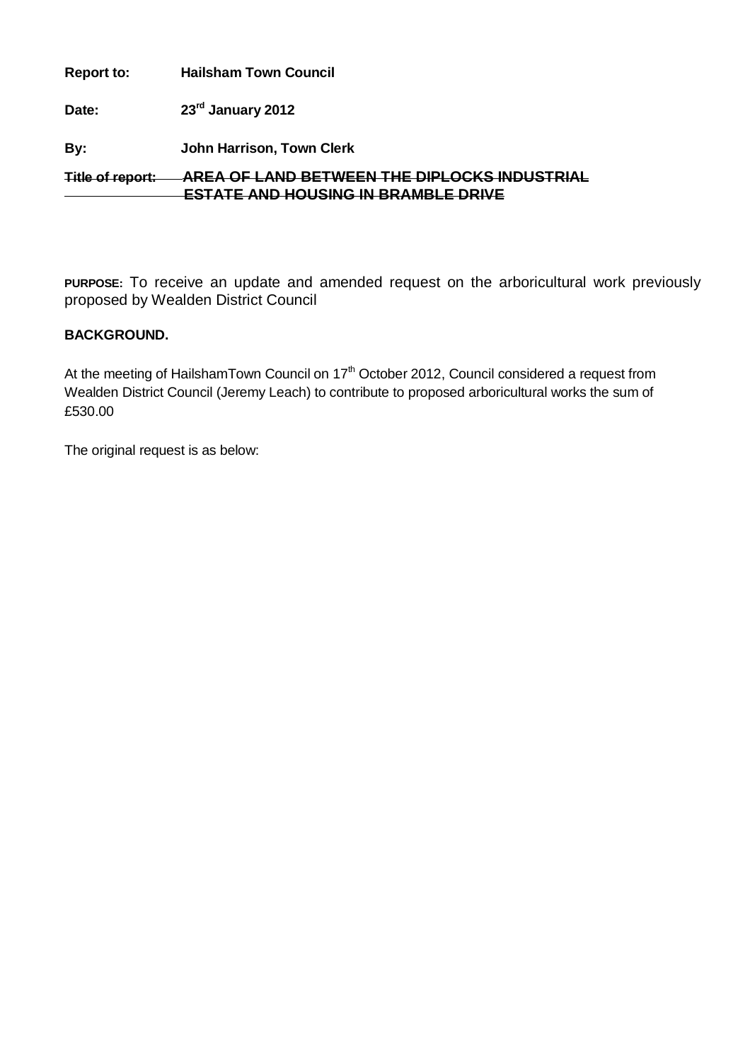**Report to:** **Hailsham Town Council**

**Date:** **23rd January 2012**

**By:** **John Harrison, Town Clerk**

~~**Title of report:**~~ ~~**AREA OF LAND BETWEEN THE DIPLOCKS INDUSTRIAL ESTATE AND HOUSING IN BRAMBLE DRIVE**~~

**PURPOSE:** To receive an update and amended request on the arboricultural work previously proposed by Wealden District Council

**BACKGROUND.**

At the meeting of HailshamTown Council on 17th October 2012, Council considered a request from Wealden District Council (Jeremy Leach) to contribute to proposed arboricultural works the sum of £530.00

The original request is as below: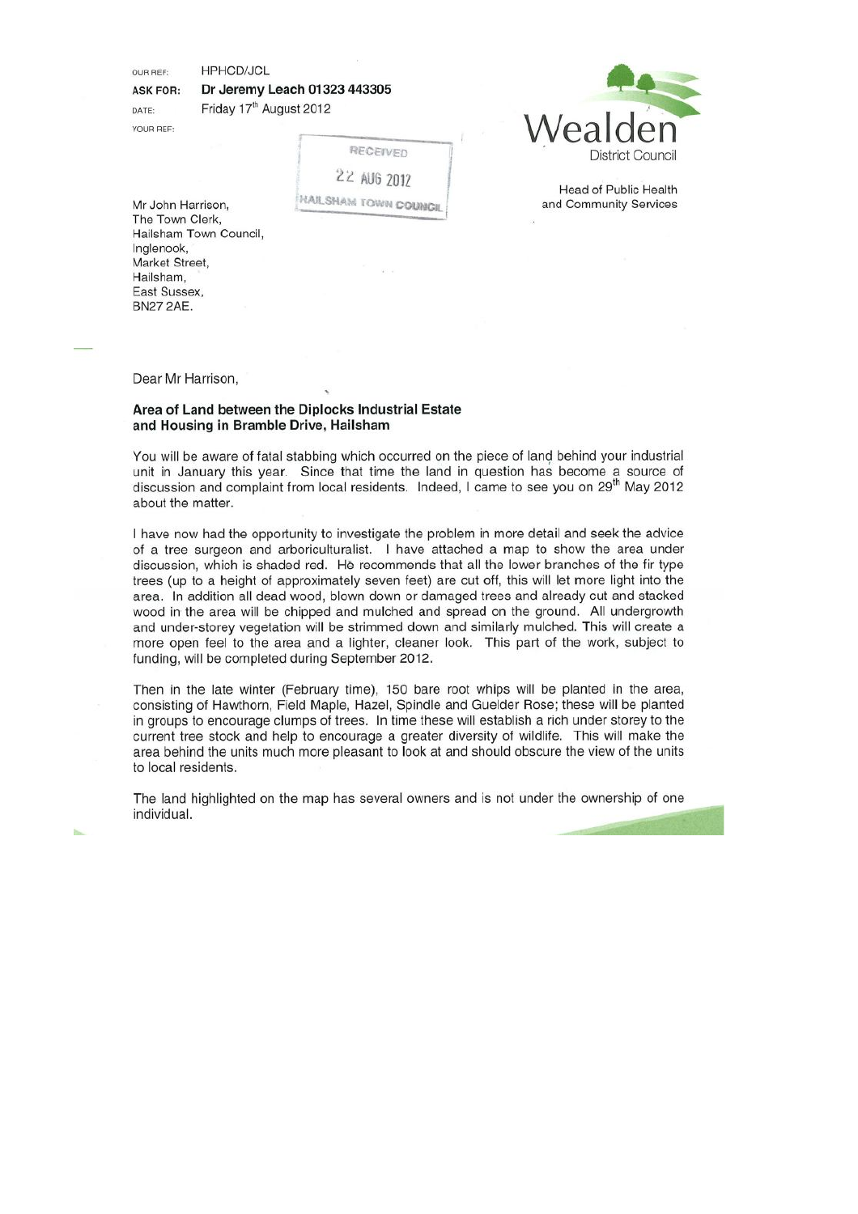OUR REF: HPHCD/JCL

**ASK FOR: Dr Jeremy Leach 01323 443305**

DATE: Friday 17th August 2012

YOUR REF:

RECEIVED
22 AUG 2012
HAILSHAM TOWN COUNCIL

Wealden
District Council

Head of Public Health
and Community Services

Mr John Harrison,
The Town Clerk,
Hailsham Town Council,
Inglenook,
Market Street,
Hailsham,
East Sussex,
BN27 2AE.

Dear Mr Harrison,

**Area of Land between the Diplocks Industrial Estate and Housing in Bramble Drive, Hailsham**

You will be aware of fatal stabbing which occurred on the piece of land behind your industrial unit in January this year. Since that time the land in question has become a source of discussion and complaint from local residents. Indeed, I came to see you on 29th May 2012 about the matter.

I have now had the opportunity to investigate the problem in more detail and seek the advice of a tree surgeon and arboriculturalist. I have attached a map to show the area under discussion, which is shaded red. He recommends that all the lower branches of the fir type trees (up to a height of approximately seven feet) are cut off, this will let more light into the area. In addition all dead wood, blown down or damaged trees and already cut and stacked wood in the area will be chipped and mulched and spread on the ground. All undergrowth and under-storey vegetation will be strimmed down and similarly mulched. This will create a more open feel to the area and a lighter, cleaner look. This part of the work, subject to funding, will be completed during September 2012.

Then in the late winter (February time), 150 bare root whips will be planted in the area, consisting of Hawthorn, Field Maple, Hazel, Spindle and Guelder Rose; these will be planted in groups to encourage clumps of trees. In time these will establish a rich under storey to the current tree stock and help to encourage a greater diversity of wildlife. This will make the area behind the units much more pleasant to look at and should obscure the view of the units to local residents.

The land highlighted on the map has several owners and is not under the ownership of one individual.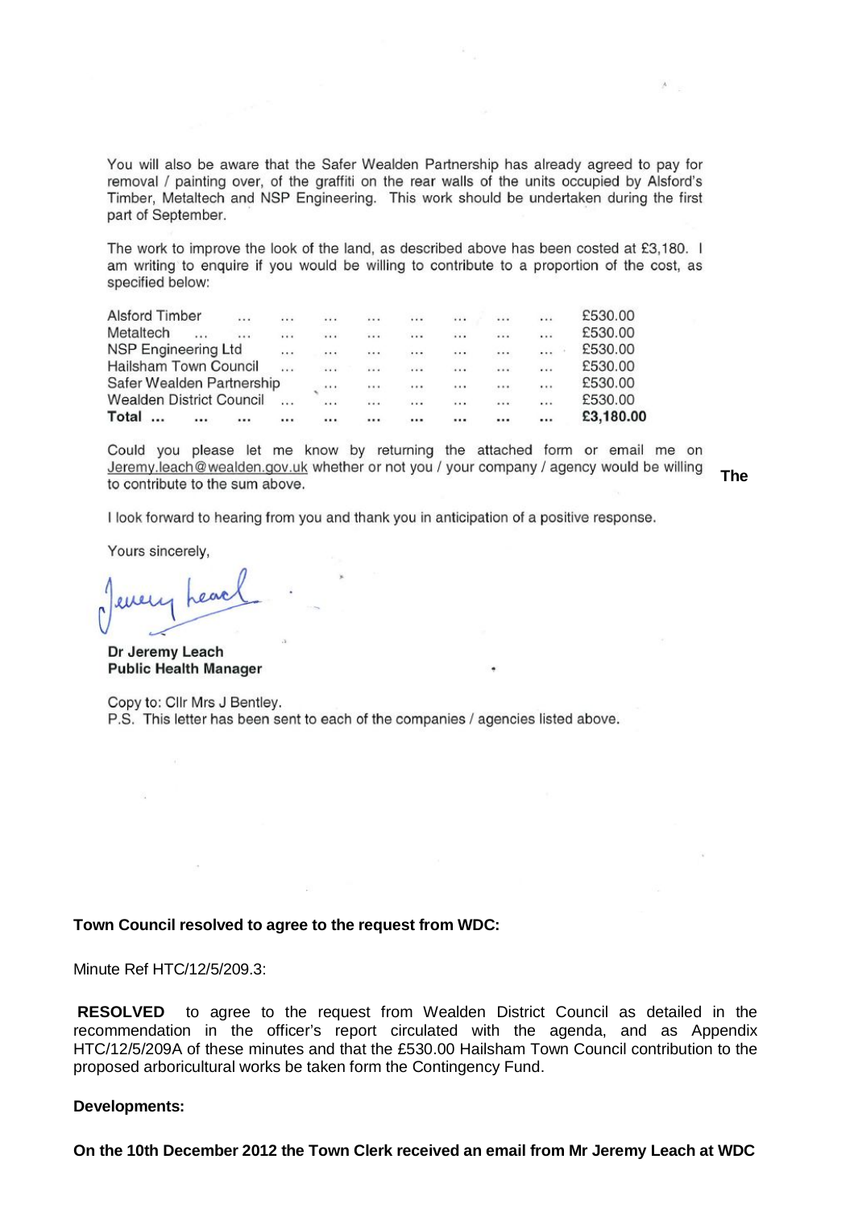You will also be aware that the Safer Wealden Partnership has already agreed to pay for removal / painting over, of the graffiti on the rear walls of the units occupied by Alsford's Timber, Metaltech and NSP Engineering. This work should be undertaken during the first part of September.

The work to improve the look of the land, as described above has been costed at £3,180. I am writing to enquire if you would be willing to contribute to a proportion of the cost, as specified below:

| | |
|---|---|
| Alsford Timber | £530.00 |
| Metaltech | £530.00 |
| NSP Engineering Ltd | £530.00 |
| Hailsham Town Council | £530.00 |
| Safer Wealden Partnership | £530.00 |
| Wealden District Council | £530.00 |
| **Total** | **£3,180.00** |

Could you please let me know by returning the attached form or email me on Jeremy.leach@wealden.gov.uk whether or not you / your company / agency would be willing to contribute to the sum above.

I look forward to hearing from you and thank you in anticipation of a positive response.

Yours sincerely,

Jeremy Leach

**Dr Jeremy Leach**
**Public Health Manager**

Copy to: Cllr Mrs J Bentley.
P.S. This letter has been sent to each of the companies / agencies listed above.

**The Town Council resolved to agree to the request from WDC:**

Minute Ref HTC/12/5/209.3:

**RESOLVED** to agree to the request from Wealden District Council as detailed in the recommendation in the officer's report circulated with the agenda, and as Appendix HTC/12/5/209A of these minutes and that the £530.00 Hailsham Town Council contribution to the proposed arboricultural works be taken form the Contingency Fund.

**Developments:**

**On the 10th December 2012 the Town Clerk received an email from Mr Jeremy Leach at WDC**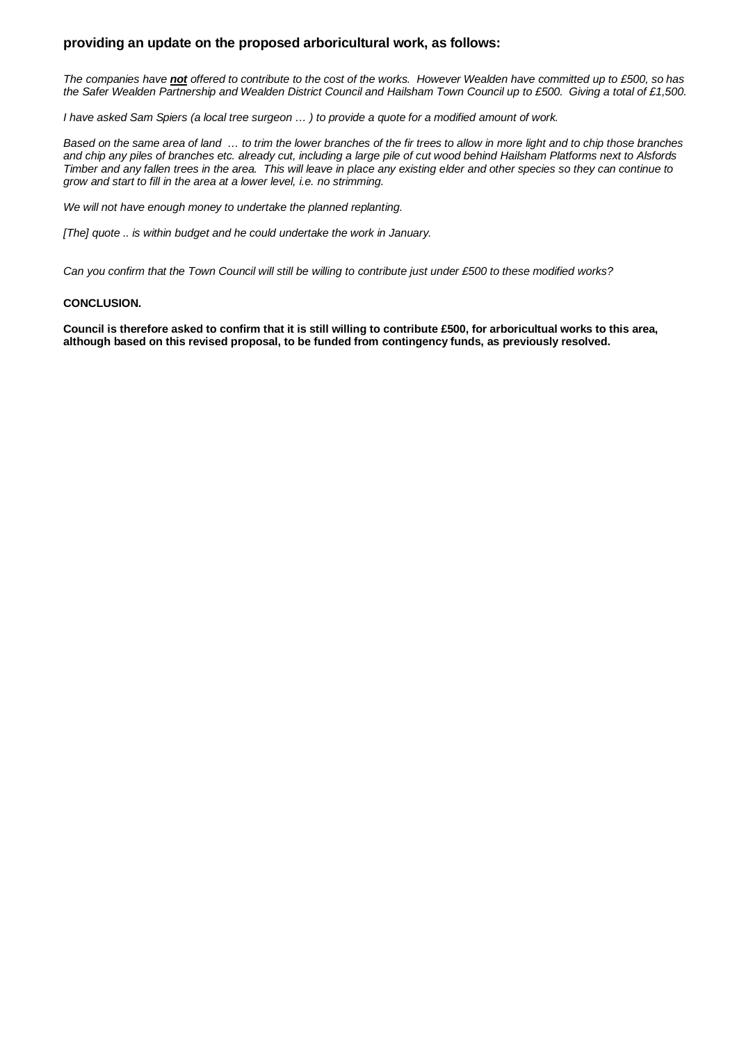**providing an update on the proposed arboricultural work, as follows:**

*The companies have **not** offered to contribute to the cost of the works. However Wealden have committed up to £500, so has the Safer Wealden Partnership and Wealden District Council and Hailsham Town Council up to £500. Giving a total of £1,500.*

*I have asked Sam Spiers (a local tree surgeon … ) to provide a quote for a modified amount of work.*

*Based on the same area of land … to trim the lower branches of the fir trees to allow in more light and to chip those branches and chip any piles of branches etc. already cut, including a large pile of cut wood behind Hailsham Platforms next to Alsfords Timber and any fallen trees in the area. This will leave in place any existing elder and other species so they can continue to grow and start to fill in the area at a lower level, i.e. no strimming.*

*We will not have enough money to undertake the planned replanting.*

*[The] quote .. is within budget and he could undertake the work in January.*

*Can you confirm that the Town Council will still be willing to contribute just under £500 to these modified works?*

**CONCLUSION.**

**Council is therefore asked to confirm that it is still willing to contribute £500, for arboricultual works to this area, although based on this revised proposal, to be funded from contingency funds, as previously resolved.**